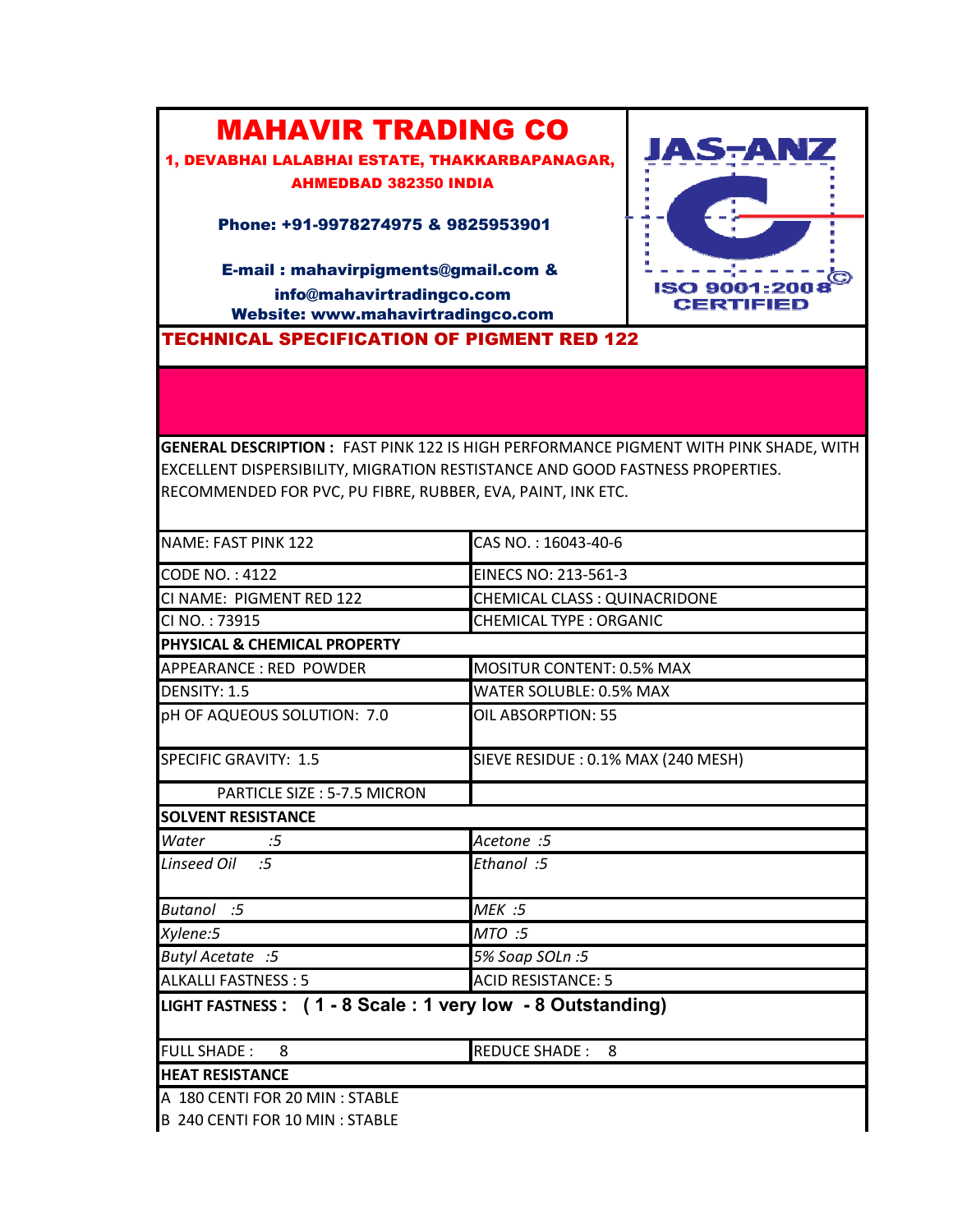# MAHAVIR TRADING CO

**1, DEVABHAI LALABHAI ESTATE, THAKKARBAPANAGAR, AHMEDBAD 382350 INDIA**

**Phone: +91-9978274975 & 9825953901**

**E-mail : mahavirpigments@gmail.com & info@mahavirtradingco.com**
**Website: www.mahavirtradingco.com**

JAS-ANZ
ISO 9001:2008 CERTIFIED

## TECHNICAL SPECIFICATION OF PIGMENT RED 122

**GENERAL DESCRIPTION :** FAST PINK 122 IS HIGH PERFORMANCE PIGMENT WITH PINK SHADE, WITH EXCELLENT DISPERSIBILITY, MIGRATION RESTISTANCE AND GOOD FASTNESS PROPERTIES. RECOMMENDED FOR PVC, PU FIBRE, RUBBER, EVA, PAINT, INK ETC.

| | |
|---|---|
| NAME: FAST PINK 122 | CAS NO. : 16043-40-6 |
| CODE NO. : 4122 | EINECS NO: 213-561-3 |
| CI NAME: PIGMENT RED 122 | CHEMICAL CLASS : QUINACRIDONE |
| CI NO. : 73915 | CHEMICAL TYPE : ORGANIC |
| **PHYSICAL & CHEMICAL PROPERTY** | |
| APPEARANCE : RED POWDER | MOSITUR CONTENT: 0.5% MAX |
| DENSITY: 1.5 | WATER SOLUBLE: 0.5% MAX |
| pH OF AQUEOUS SOLUTION: 7.0 | OIL ABSORPTION: 55 |
| SPECIFIC GRAVITY: 1.5 | SIEVE RESIDUE : 0.1% MAX (240 MESH) |
| PARTICLE SIZE : 5-7.5 MICRON | |
| **SOLVENT RESISTANCE** | |
| *Water :5* | *Acetone :5* |
| *Linseed Oil :5* | *Ethanol :5* |
| *Butanol :5* | *MEK :5* |
| *Xylene:5* | *MTO :5* |
| *Butyl Acetate :5* | *5% Soap SOLn :5* |
| ALKALLI FASTNESS : 5 | ACID RESISTANCE: 5 |
| **LIGHT FASTNESS : ( 1 - 8 Scale : 1 very low - 8 Outstanding)** | |
| FULL SHADE : 8 | REDUCE SHADE : 8 |
| **HEAT RESISTANCE** | |
| A 180 CENTI FOR 20 MIN : STABLE | |
| B 240 CENTI FOR 10 MIN : STABLE | |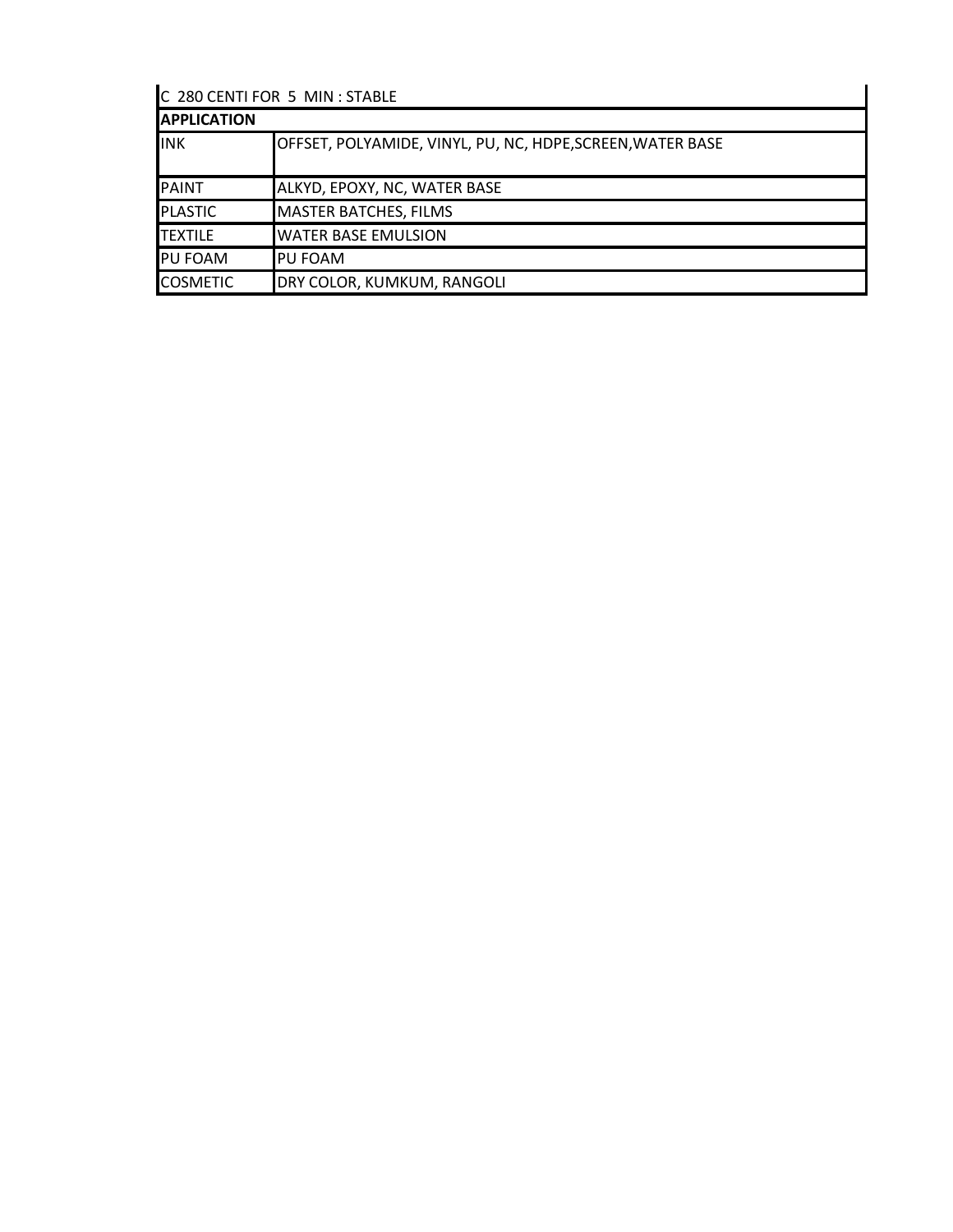| | |
|---|---|
| C 280 CENTI FOR 5 MIN : STABLE | |
| **APPLICATION** | |
| INK | OFFSET, POLYAMIDE, VINYL, PU, NC, HDPE,SCREEN,WATER BASE |
| PAINT | ALKYD, EPOXY, NC, WATER BASE |
| PLASTIC | MASTER BATCHES, FILMS |
| TEXTILE | WATER BASE EMULSION |
| PU FOAM | PU FOAM |
| COSMETIC | DRY COLOR, KUMKUM, RANGOLI |